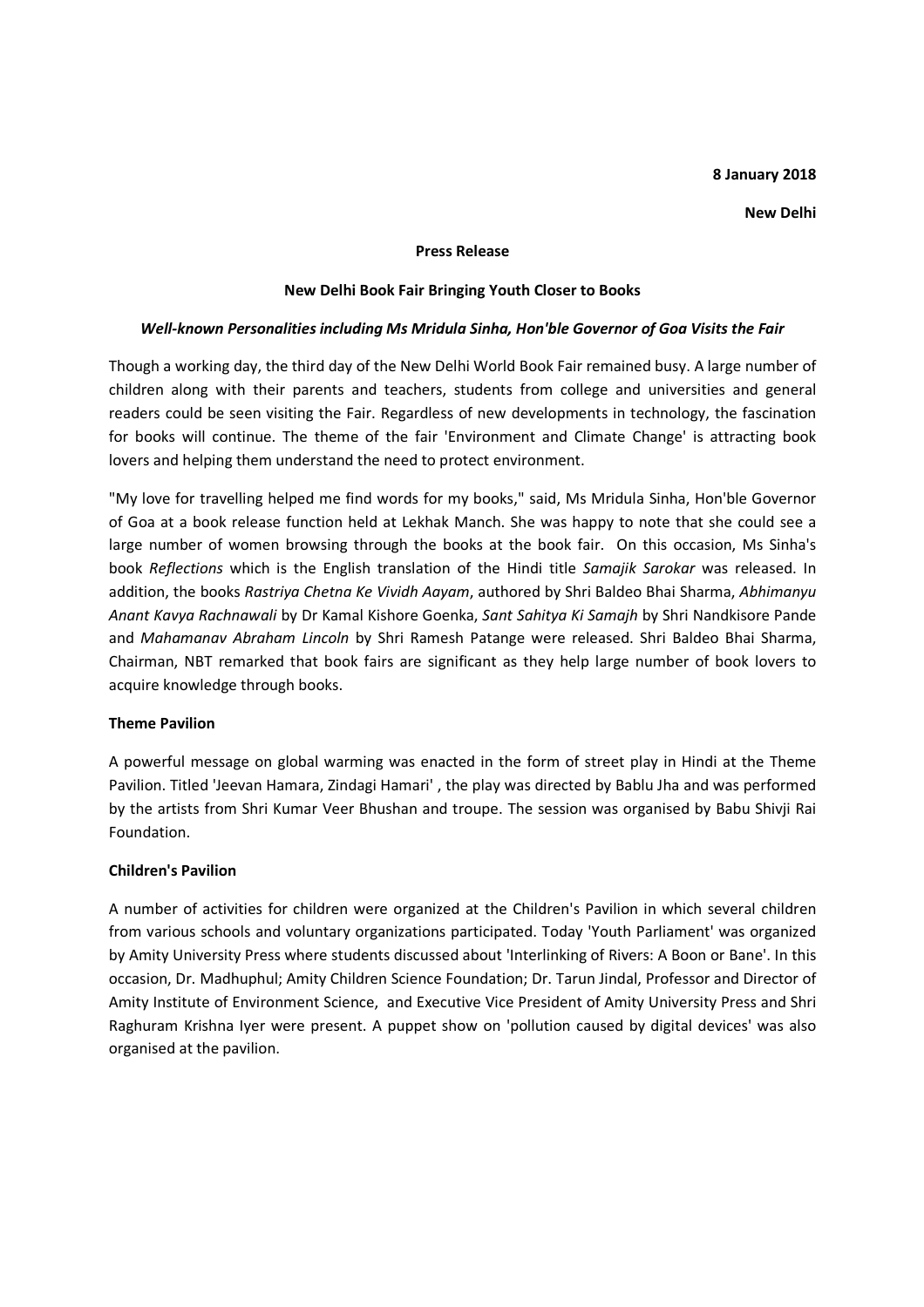**8 January 2018**

**New Delhi**

**Press Release**

**New Delhi Book Fair Bringing Youth Closer to Books**

***Well-known Personalities including Ms Mridula Sinha, Hon'ble Governor of Goa Visits the Fair***

Though a working day, the third day of the New Delhi World Book Fair remained busy. A large number of children along with their parents and teachers, students from college and universities and general readers could be seen visiting the Fair. Regardless of new developments in technology, the fascination for books will continue. The theme of the fair 'Environment and Climate Change' is attracting book lovers and helping them understand the need to protect environment.

"My love for travelling helped me find words for my books," said, Ms Mridula Sinha, Hon'ble Governor of Goa at a book release function held at Lekhak Manch. She was happy to note that she could see a large number of women browsing through the books at the book fair. On this occasion, Ms Sinha's book *Reflections* which is the English translation of the Hindi title *Samajik Sarokar* was released. In addition, the books *Rastriya Chetna Ke Vividh Aayam*, authored by Shri Baldeo Bhai Sharma, *Abhimanyu Anant Kavya Rachnawali* by Dr Kamal Kishore Goenka, *Sant Sahitya Ki Samajh* by Shri Nandkisore Pande and *Mahamanav Abraham Lincoln* by Shri Ramesh Patange were released. Shri Baldeo Bhai Sharma, Chairman, NBT remarked that book fairs are significant as they help large number of book lovers to acquire knowledge through books.

**Theme Pavilion**

A powerful message on global warming was enacted in the form of street play in Hindi at the Theme Pavilion. Titled 'Jeevan Hamara, Zindagi Hamari' , the play was directed by Bablu Jha and was performed by the artists from Shri Kumar Veer Bhushan and troupe. The session was organised by Babu Shivji Rai Foundation.

**Children's Pavilion**

A number of activities for children were organized at the Children's Pavilion in which several children from various schools and voluntary organizations participated. Today 'Youth Parliament' was organized by Amity University Press where students discussed about 'Interlinking of Rivers: A Boon or Bane'. In this occasion, Dr. Madhuphul; Amity Children Science Foundation; Dr. Tarun Jindal, Professor and Director of Amity Institute of Environment Science, and Executive Vice President of Amity University Press and Shri Raghuram Krishna Iyer were present. A puppet show on 'pollution caused by digital devices' was also organised at the pavilion.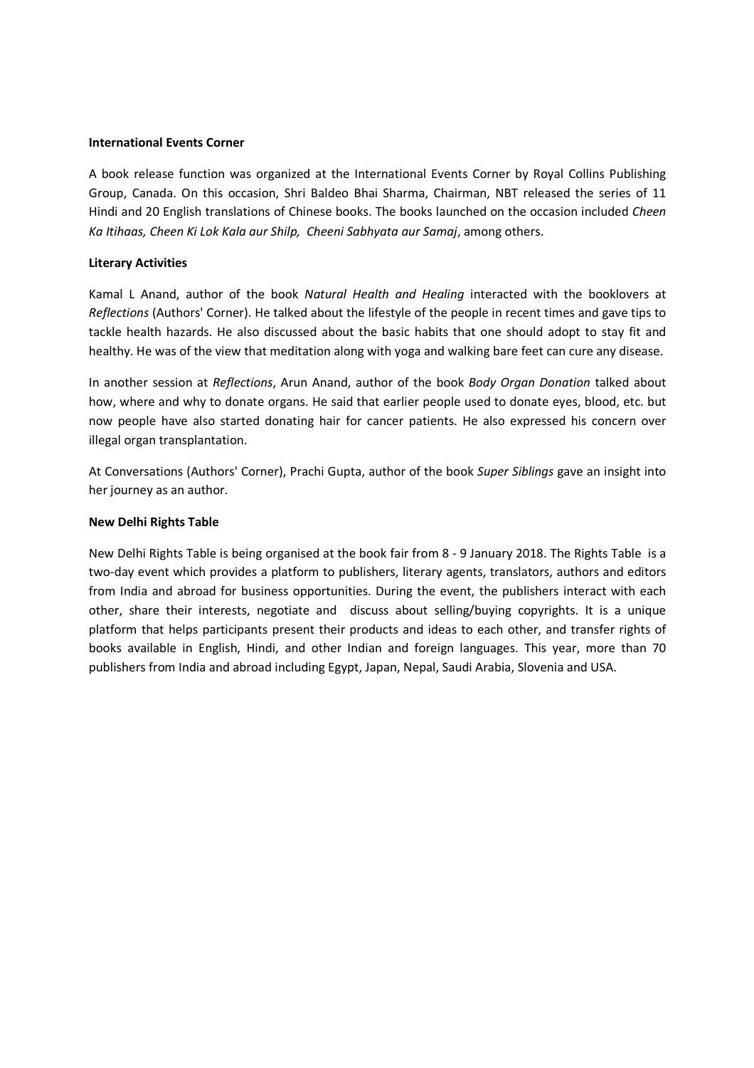**International Events Corner**

A book release function was organized at the International Events Corner by Royal Collins Publishing Group, Canada. On this occasion, Shri Baldeo Bhai Sharma, Chairman, NBT released the series of 11 Hindi and 20 English translations of Chinese books. The books launched on the occasion included *Cheen Ka Itihaas, Cheen Ki Lok Kala aur Shilp, Cheeni Sabhyata aur Samaj*, among others.

**Literary Activities**

Kamal L Anand, author of the book *Natural Health and Healing* interacted with the booklovers at *Reflections* (Authors' Corner). He talked about the lifestyle of the people in recent times and gave tips to tackle health hazards. He also discussed about the basic habits that one should adopt to stay fit and healthy. He was of the view that meditation along with yoga and walking bare feet can cure any disease.

In another session at *Reflections*, Arun Anand, author of the book *Body Organ Donation* talked about how, where and why to donate organs. He said that earlier people used to donate eyes, blood, etc. but now people have also started donating hair for cancer patients. He also expressed his concern over illegal organ transplantation.

At Conversations (Authors' Corner), Prachi Gupta, author of the book *Super Siblings* gave an insight into her journey as an author.

**New Delhi Rights Table**

New Delhi Rights Table is being organised at the book fair from 8 - 9 January 2018. The Rights Table is a two-day event which provides a platform to publishers, literary agents, translators, authors and editors from India and abroad for business opportunities. During the event, the publishers interact with each other, share their interests, negotiate and discuss about selling/buying copyrights. It is a unique platform that helps participants present their products and ideas to each other, and transfer rights of books available in English, Hindi, and other Indian and foreign languages. This year, more than 70 publishers from India and abroad including Egypt, Japan, Nepal, Saudi Arabia, Slovenia and USA.